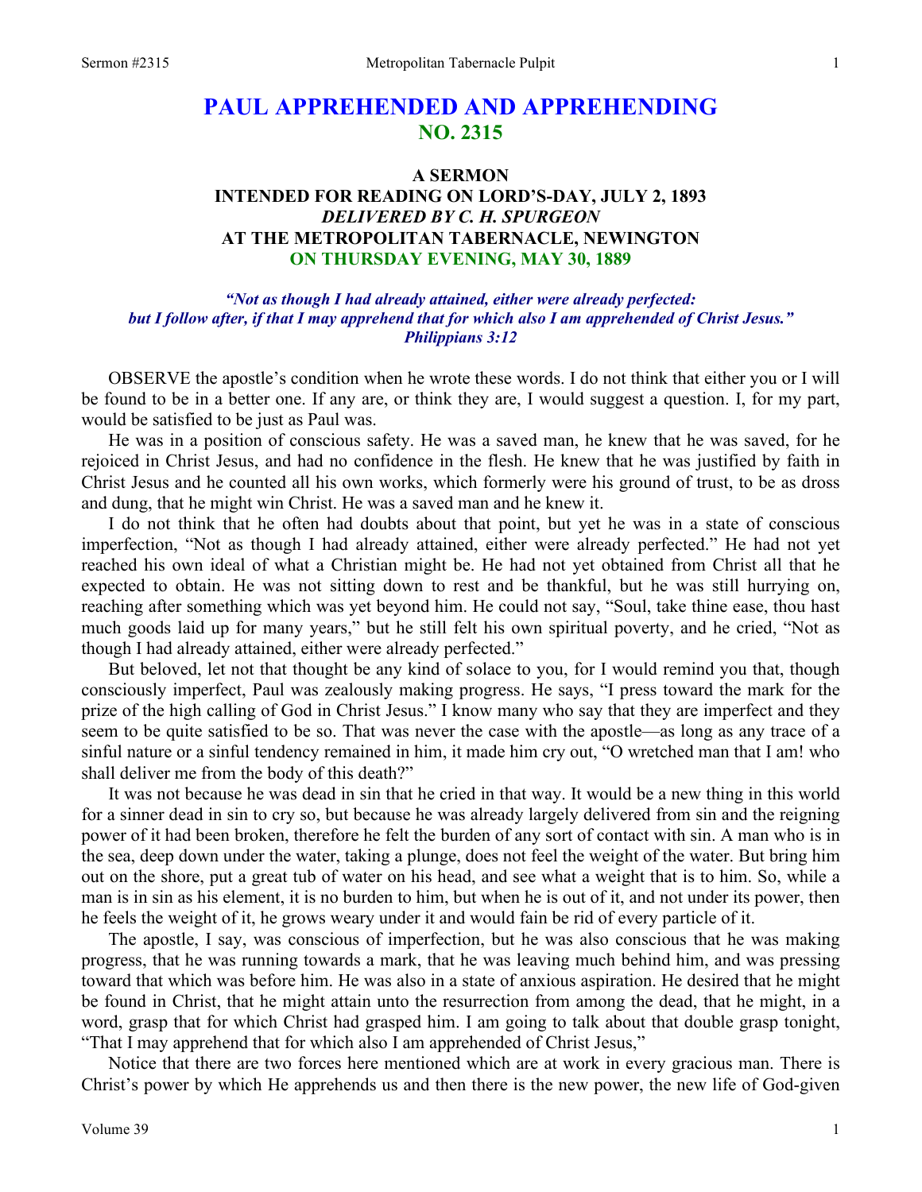# PAUL APPREHENDED AND APPREHENDING
## NO. 2315

### A SERMON
### INTENDED FOR READING ON LORD'S-DAY, JULY 2, 1893
### *DELIVERED BY C. H. SPURGEON*
### AT THE METROPOLITAN TABERNACLE, NEWINGTON
### ON THURSDAY EVENING, MAY 30, 1889

*"Not as though I had already attained, either were already perfected: but I follow after, if that I may apprehend that for which also I am apprehended of Christ Jesus." Philippians 3:12*

OBSERVE the apostle's condition when he wrote these words. I do not think that either you or I will be found to be in a better one. If any are, or think they are, I would suggest a question. I, for my part, would be satisfied to be just as Paul was.

He was in a position of conscious safety. He was a saved man, he knew that he was saved, for he rejoiced in Christ Jesus, and had no confidence in the flesh. He knew that he was justified by faith in Christ Jesus and he counted all his own works, which formerly were his ground of trust, to be as dross and dung, that he might win Christ. He was a saved man and he knew it.

I do not think that he often had doubts about that point, but yet he was in a state of conscious imperfection, "Not as though I had already attained, either were already perfected." He had not yet reached his own ideal of what a Christian might be. He had not yet obtained from Christ all that he expected to obtain. He was not sitting down to rest and be thankful, but he was still hurrying on, reaching after something which was yet beyond him. He could not say, "Soul, take thine ease, thou hast much goods laid up for many years," but he still felt his own spiritual poverty, and he cried, "Not as though I had already attained, either were already perfected."

But beloved, let not that thought be any kind of solace to you, for I would remind you that, though consciously imperfect, Paul was zealously making progress. He says, "I press toward the mark for the prize of the high calling of God in Christ Jesus." I know many who say that they are imperfect and they seem to be quite satisfied to be so. That was never the case with the apostle—as long as any trace of a sinful nature or a sinful tendency remained in him, it made him cry out, "O wretched man that I am! who shall deliver me from the body of this death?"

It was not because he was dead in sin that he cried in that way. It would be a new thing in this world for a sinner dead in sin to cry so, but because he was already largely delivered from sin and the reigning power of it had been broken, therefore he felt the burden of any sort of contact with sin. A man who is in the sea, deep down under the water, taking a plunge, does not feel the weight of the water. But bring him out on the shore, put a great tub of water on his head, and see what a weight that is to him. So, while a man is in sin as his element, it is no burden to him, but when he is out of it, and not under its power, then he feels the weight of it, he grows weary under it and would fain be rid of every particle of it.

The apostle, I say, was conscious of imperfection, but he was also conscious that he was making progress, that he was running towards a mark, that he was leaving much behind him, and was pressing toward that which was before him. He was also in a state of anxious aspiration. He desired that he might be found in Christ, that he might attain unto the resurrection from among the dead, that he might, in a word, grasp that for which Christ had grasped him. I am going to talk about that double grasp tonight, "That I may apprehend that for which also I am apprehended of Christ Jesus,"

Notice that there are two forces here mentioned which are at work in every gracious man. There is Christ's power by which He apprehends us and then there is the new power, the new life of God-given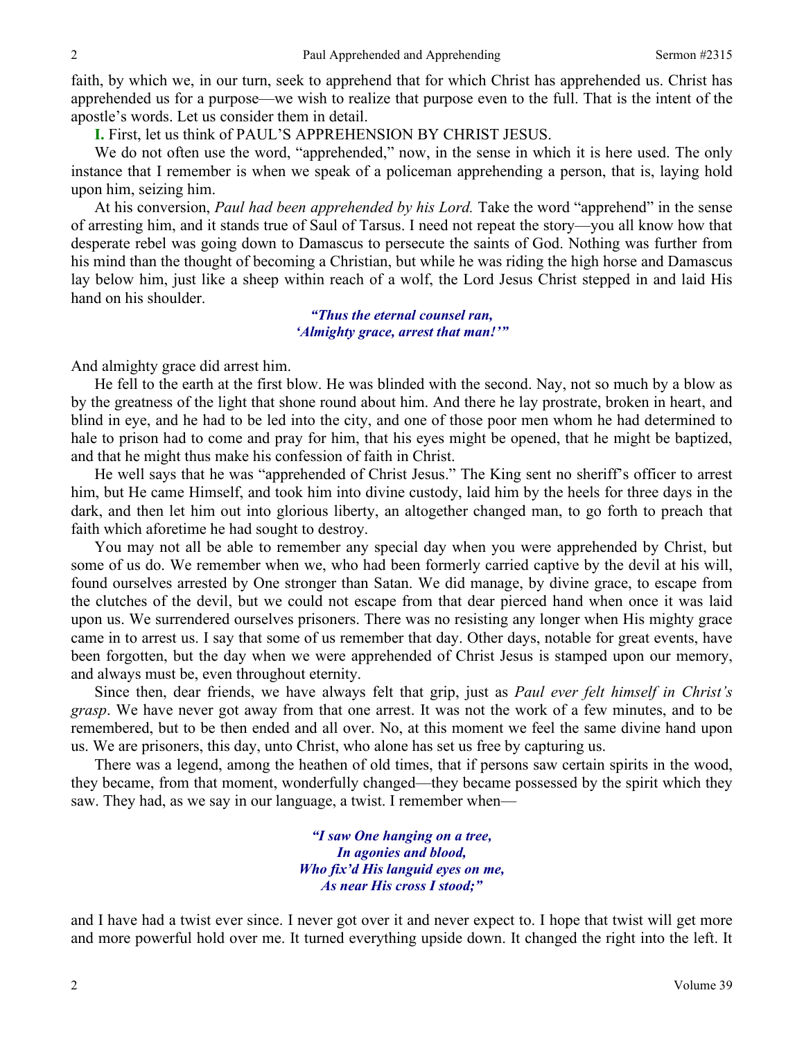faith, by which we, in our turn, seek to apprehend that for which Christ has apprehended us. Christ has apprehended us for a purpose—we wish to realize that purpose even to the full. That is the intent of the apostle's words. Let us consider them in detail.

**I.** First, let us think of PAUL'S APPREHENSION BY CHRIST JESUS.

We do not often use the word, "apprehended," now, in the sense in which it is here used. The only instance that I remember is when we speak of a policeman apprehending a person, that is, laying hold upon him, seizing him.

At his conversion, *Paul had been apprehended by his Lord.* Take the word "apprehend" in the sense of arresting him, and it stands true of Saul of Tarsus. I need not repeat the story—you all know how that desperate rebel was going down to Damascus to persecute the saints of God. Nothing was further from his mind than the thought of becoming a Christian, but while he was riding the high horse and Damascus lay below him, just like a sheep within reach of a wolf, the Lord Jesus Christ stepped in and laid His hand on his shoulder.

> ***"Thus the eternal counsel ran,***
> ***'Almighty grace, arrest that man!'"***

And almighty grace did arrest him.

He fell to the earth at the first blow. He was blinded with the second. Nay, not so much by a blow as by the greatness of the light that shone round about him. And there he lay prostrate, broken in heart, and blind in eye, and he had to be led into the city, and one of those poor men whom he had determined to hale to prison had to come and pray for him, that his eyes might be opened, that he might be baptized, and that he might thus make his confession of faith in Christ.

He well says that he was "apprehended of Christ Jesus." The King sent no sheriff's officer to arrest him, but He came Himself, and took him into divine custody, laid him by the heels for three days in the dark, and then let him out into glorious liberty, an altogether changed man, to go forth to preach that faith which aforetime he had sought to destroy.

You may not all be able to remember any special day when you were apprehended by Christ, but some of us do. We remember when we, who had been formerly carried captive by the devil at his will, found ourselves arrested by One stronger than Satan. We did manage, by divine grace, to escape from the clutches of the devil, but we could not escape from that dear pierced hand when once it was laid upon us. We surrendered ourselves prisoners. There was no resisting any longer when His mighty grace came in to arrest us. I say that some of us remember that day. Other days, notable for great events, have been forgotten, but the day when we were apprehended of Christ Jesus is stamped upon our memory, and always must be, even throughout eternity.

Since then, dear friends, we have always felt that grip, just as *Paul ever felt himself in Christ's grasp*. We have never got away from that one arrest. It was not the work of a few minutes, and to be remembered, but to be then ended and all over. No, at this moment we feel the same divine hand upon us. We are prisoners, this day, unto Christ, who alone has set us free by capturing us.

There was a legend, among the heathen of old times, that if persons saw certain spirits in the wood, they became, from that moment, wonderfully changed—they became possessed by the spirit which they saw. They had, as we say in our language, a twist. I remember when—

> ***"I saw One hanging on a tree,***
> ***In agonies and blood,***
> ***Who fix'd His languid eyes on me,***
> ***As near His cross I stood;"***

and I have had a twist ever since. I never got over it and never expect to. I hope that twist will get more and more powerful hold over me. It turned everything upside down. It changed the right into the left. It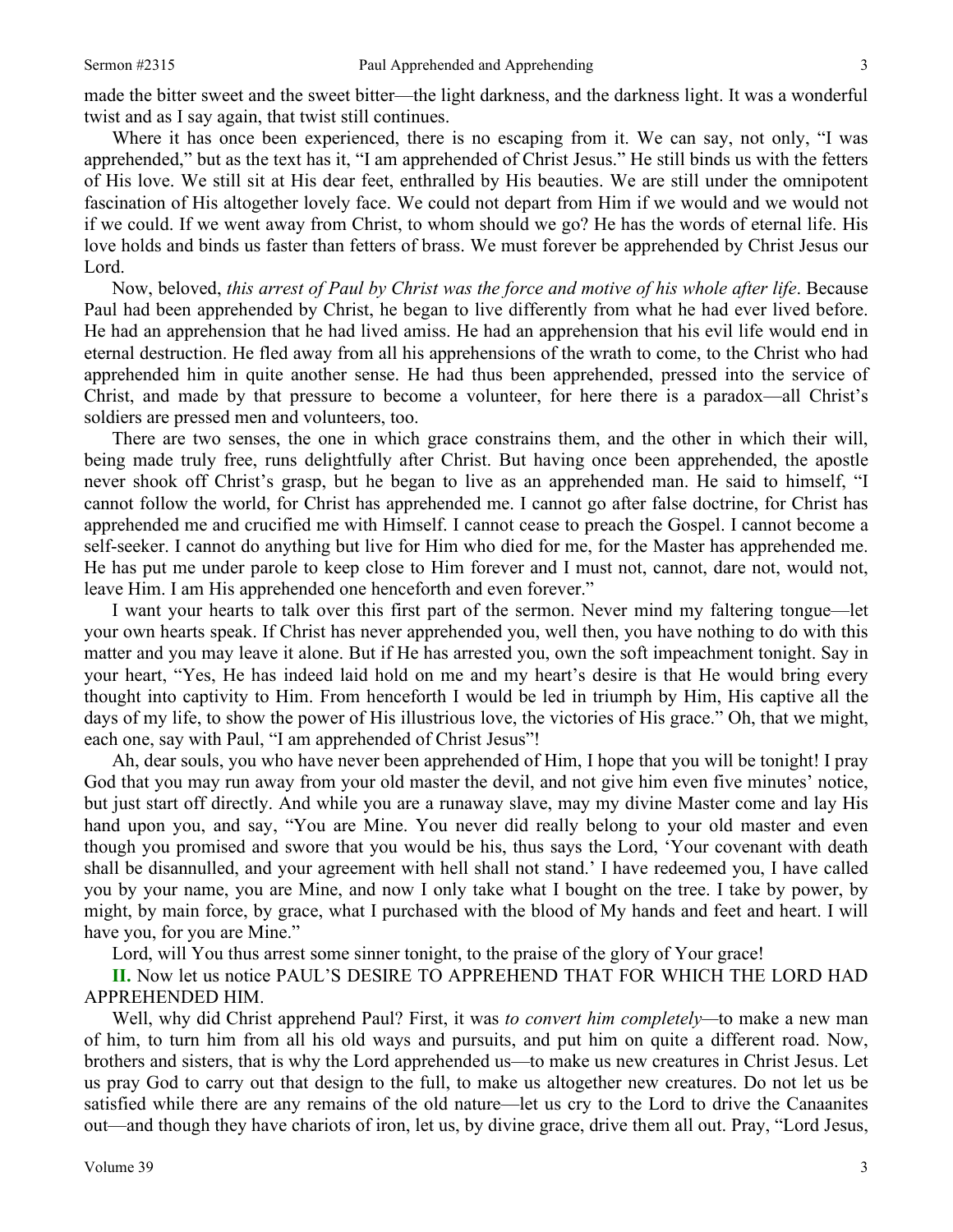made the bitter sweet and the sweet bitter—the light darkness, and the darkness light. It was a wonderful twist and as I say again, that twist still continues.

Where it has once been experienced, there is no escaping from it. We can say, not only, "I was apprehended," but as the text has it, "I am apprehended of Christ Jesus." He still binds us with the fetters of His love. We still sit at His dear feet, enthralled by His beauties. We are still under the omnipotent fascination of His altogether lovely face. We could not depart from Him if we would and we would not if we could. If we went away from Christ, to whom should we go? He has the words of eternal life. His love holds and binds us faster than fetters of brass. We must forever be apprehended by Christ Jesus our Lord.

Now, beloved, *this arrest of Paul by Christ was the force and motive of his whole after life*. Because Paul had been apprehended by Christ, he began to live differently from what he had ever lived before. He had an apprehension that he had lived amiss. He had an apprehension that his evil life would end in eternal destruction. He fled away from all his apprehensions of the wrath to come, to the Christ who had apprehended him in quite another sense. He had thus been apprehended, pressed into the service of Christ, and made by that pressure to become a volunteer, for here there is a paradox—all Christ's soldiers are pressed men and volunteers, too.

There are two senses, the one in which grace constrains them, and the other in which their will, being made truly free, runs delightfully after Christ. But having once been apprehended, the apostle never shook off Christ's grasp, but he began to live as an apprehended man. He said to himself, "I cannot follow the world, for Christ has apprehended me. I cannot go after false doctrine, for Christ has apprehended me and crucified me with Himself. I cannot cease to preach the Gospel. I cannot become a self-seeker. I cannot do anything but live for Him who died for me, for the Master has apprehended me. He has put me under parole to keep close to Him forever and I must not, cannot, dare not, would not, leave Him. I am His apprehended one henceforth and even forever."

I want your hearts to talk over this first part of the sermon. Never mind my faltering tongue—let your own hearts speak. If Christ has never apprehended you, well then, you have nothing to do with this matter and you may leave it alone. But if He has arrested you, own the soft impeachment tonight. Say in your heart, "Yes, He has indeed laid hold on me and my heart's desire is that He would bring every thought into captivity to Him. From henceforth I would be led in triumph by Him, His captive all the days of my life, to show the power of His illustrious love, the victories of His grace." Oh, that we might, each one, say with Paul, "I am apprehended of Christ Jesus"!

Ah, dear souls, you who have never been apprehended of Him, I hope that you will be tonight! I pray God that you may run away from your old master the devil, and not give him even five minutes' notice, but just start off directly. And while you are a runaway slave, may my divine Master come and lay His hand upon you, and say, "You are Mine. You never did really belong to your old master and even though you promised and swore that you would be his, thus says the Lord, 'Your covenant with death shall be disannulled, and your agreement with hell shall not stand.' I have redeemed you, I have called you by your name, you are Mine, and now I only take what I bought on the tree. I take by power, by might, by main force, by grace, what I purchased with the blood of My hands and feet and heart. I will have you, for you are Mine."

Lord, will You thus arrest some sinner tonight, to the praise of the glory of Your grace!

**II.** Now let us notice PAUL'S DESIRE TO APPREHEND THAT FOR WHICH THE LORD HAD APPREHENDED HIM.

Well, why did Christ apprehend Paul? First, it was *to convert him completely*—to make a new man of him, to turn him from all his old ways and pursuits, and put him on quite a different road. Now, brothers and sisters, that is why the Lord apprehended us—to make us new creatures in Christ Jesus. Let us pray God to carry out that design to the full, to make us altogether new creatures. Do not let us be satisfied while there are any remains of the old nature—let us cry to the Lord to drive the Canaanites out—and though they have chariots of iron, let us, by divine grace, drive them all out. Pray, "Lord Jesus,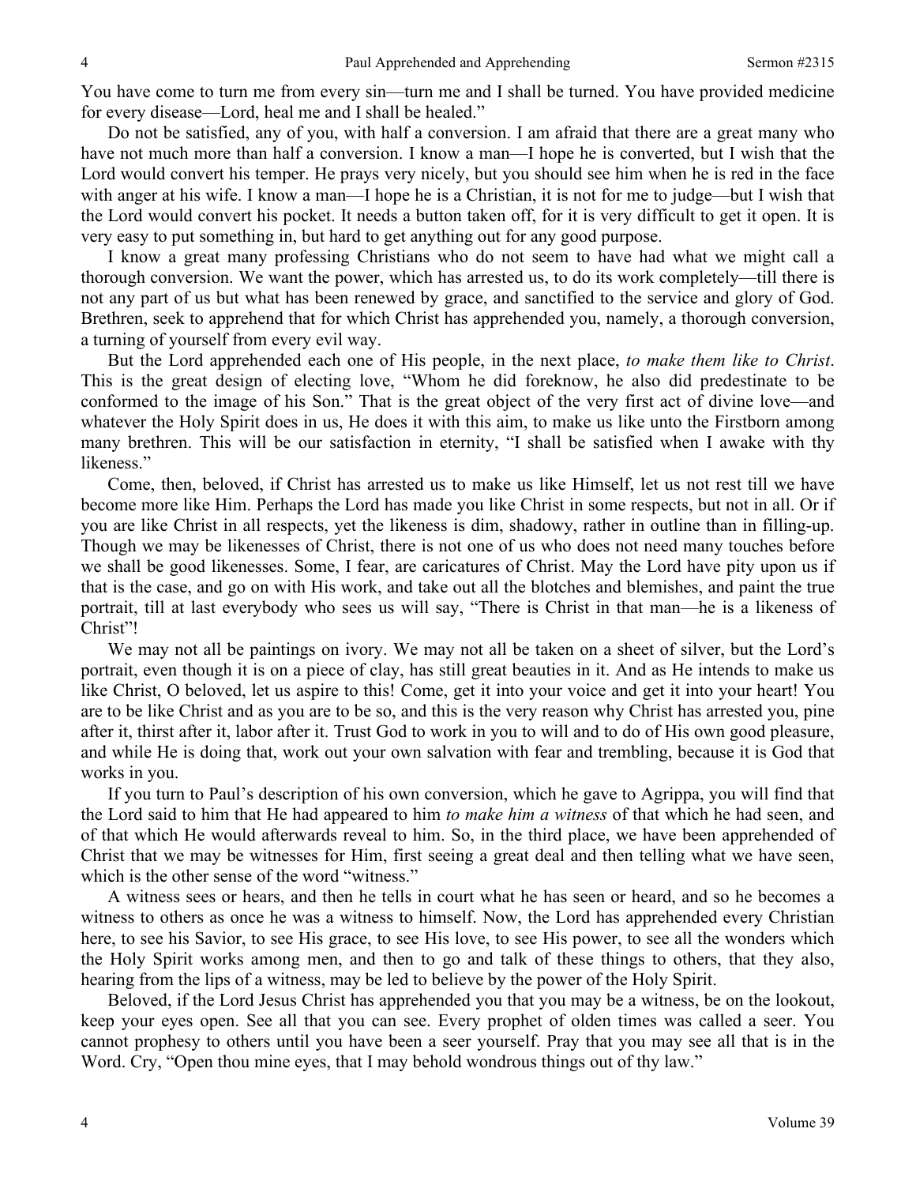You have come to turn me from every sin—turn me and I shall be turned. You have provided medicine for every disease—Lord, heal me and I shall be healed."

Do not be satisfied, any of you, with half a conversion. I am afraid that there are a great many who have not much more than half a conversion. I know a man—I hope he is converted, but I wish that the Lord would convert his temper. He prays very nicely, but you should see him when he is red in the face with anger at his wife. I know a man—I hope he is a Christian, it is not for me to judge—but I wish that the Lord would convert his pocket. It needs a button taken off, for it is very difficult to get it open. It is very easy to put something in, but hard to get anything out for any good purpose.

I know a great many professing Christians who do not seem to have had what we might call a thorough conversion. We want the power, which has arrested us, to do its work completely—till there is not any part of us but what has been renewed by grace, and sanctified to the service and glory of God. Brethren, seek to apprehend that for which Christ has apprehended you, namely, a thorough conversion, a turning of yourself from every evil way.

But the Lord apprehended each one of His people, in the next place, *to make them like to Christ*. This is the great design of electing love, "Whom he did foreknow, he also did predestinate to be conformed to the image of his Son." That is the great object of the very first act of divine love—and whatever the Holy Spirit does in us, He does it with this aim, to make us like unto the Firstborn among many brethren. This will be our satisfaction in eternity, "I shall be satisfied when I awake with thy likeness."

Come, then, beloved, if Christ has arrested us to make us like Himself, let us not rest till we have become more like Him. Perhaps the Lord has made you like Christ in some respects, but not in all. Or if you are like Christ in all respects, yet the likeness is dim, shadowy, rather in outline than in filling-up. Though we may be likenesses of Christ, there is not one of us who does not need many touches before we shall be good likenesses. Some, I fear, are caricatures of Christ. May the Lord have pity upon us if that is the case, and go on with His work, and take out all the blotches and blemishes, and paint the true portrait, till at last everybody who sees us will say, "There is Christ in that man—he is a likeness of Christ"!

We may not all be paintings on ivory. We may not all be taken on a sheet of silver, but the Lord's portrait, even though it is on a piece of clay, has still great beauties in it. And as He intends to make us like Christ, O beloved, let us aspire to this! Come, get it into your voice and get it into your heart! You are to be like Christ and as you are to be so, and this is the very reason why Christ has arrested you, pine after it, thirst after it, labor after it. Trust God to work in you to will and to do of His own good pleasure, and while He is doing that, work out your own salvation with fear and trembling, because it is God that works in you.

If you turn to Paul's description of his own conversion, which he gave to Agrippa, you will find that the Lord said to him that He had appeared to him *to make him a witness* of that which he had seen, and of that which He would afterwards reveal to him. So, in the third place, we have been apprehended of Christ that we may be witnesses for Him, first seeing a great deal and then telling what we have seen, which is the other sense of the word "witness."

A witness sees or hears, and then he tells in court what he has seen or heard, and so he becomes a witness to others as once he was a witness to himself. Now, the Lord has apprehended every Christian here, to see his Savior, to see His grace, to see His love, to see His power, to see all the wonders which the Holy Spirit works among men, and then to go and talk of these things to others, that they also, hearing from the lips of a witness, may be led to believe by the power of the Holy Spirit.

Beloved, if the Lord Jesus Christ has apprehended you that you may be a witness, be on the lookout, keep your eyes open. See all that you can see. Every prophet of olden times was called a seer. You cannot prophesy to others until you have been a seer yourself. Pray that you may see all that is in the Word. Cry, "Open thou mine eyes, that I may behold wondrous things out of thy law."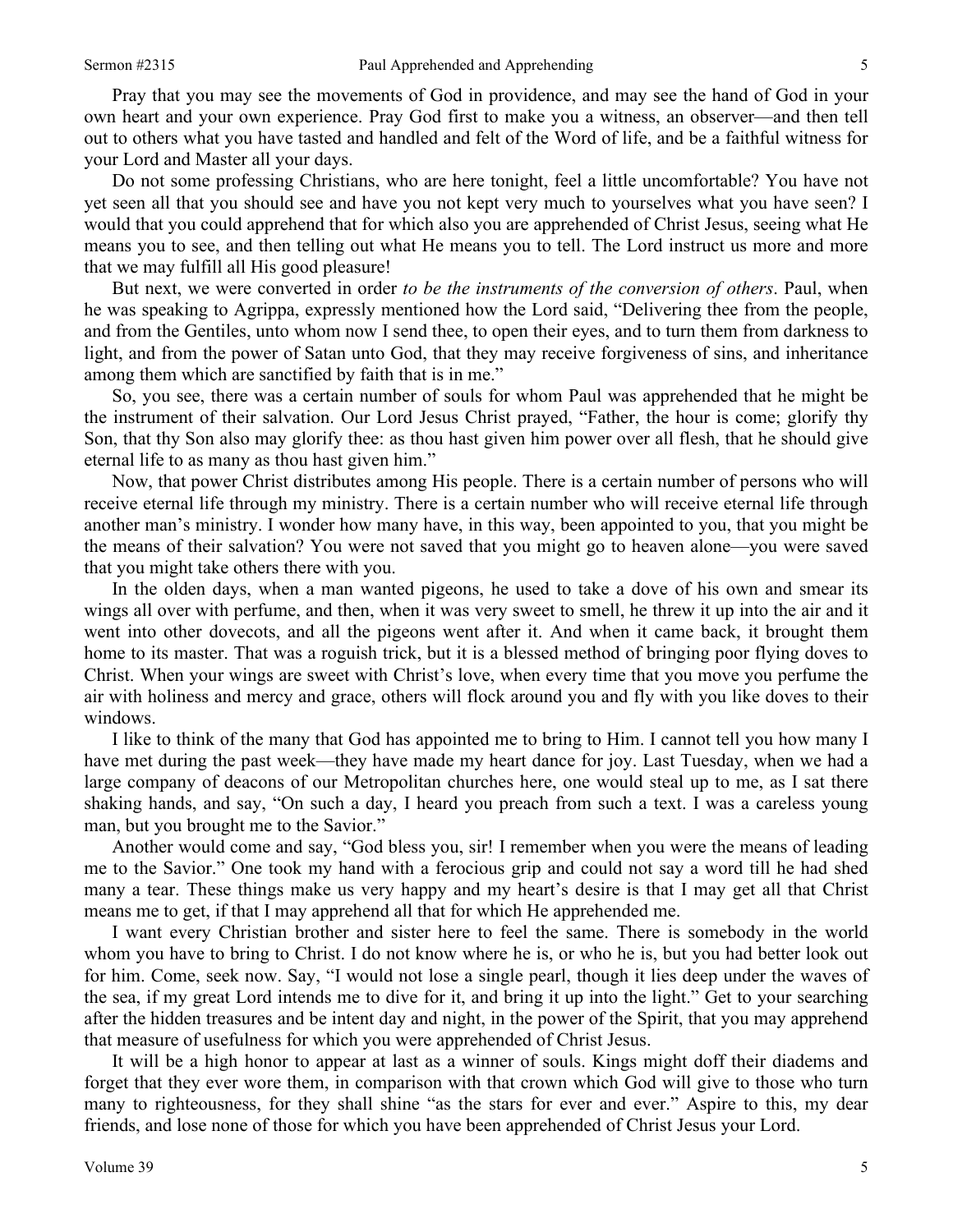Pray that you may see the movements of God in providence, and may see the hand of God in your own heart and your own experience. Pray God first to make you a witness, an observer—and then tell out to others what you have tasted and handled and felt of the Word of life, and be a faithful witness for your Lord and Master all your days.

Do not some professing Christians, who are here tonight, feel a little uncomfortable? You have not yet seen all that you should see and have you not kept very much to yourselves what you have seen? I would that you could apprehend that for which also you are apprehended of Christ Jesus, seeing what He means you to see, and then telling out what He means you to tell. The Lord instruct us more and more that we may fulfill all His good pleasure!

But next, we were converted in order *to be the instruments of the conversion of others*. Paul, when he was speaking to Agrippa, expressly mentioned how the Lord said, "Delivering thee from the people, and from the Gentiles, unto whom now I send thee, to open their eyes, and to turn them from darkness to light, and from the power of Satan unto God, that they may receive forgiveness of sins, and inheritance among them which are sanctified by faith that is in me."

So, you see, there was a certain number of souls for whom Paul was apprehended that he might be the instrument of their salvation. Our Lord Jesus Christ prayed, "Father, the hour is come; glorify thy Son, that thy Son also may glorify thee: as thou hast given him power over all flesh, that he should give eternal life to as many as thou hast given him."

Now, that power Christ distributes among His people. There is a certain number of persons who will receive eternal life through my ministry. There is a certain number who will receive eternal life through another man's ministry. I wonder how many have, in this way, been appointed to you, that you might be the means of their salvation? You were not saved that you might go to heaven alone—you were saved that you might take others there with you.

In the olden days, when a man wanted pigeons, he used to take a dove of his own and smear its wings all over with perfume, and then, when it was very sweet to smell, he threw it up into the air and it went into other dovecots, and all the pigeons went after it. And when it came back, it brought them home to its master. That was a roguish trick, but it is a blessed method of bringing poor flying doves to Christ. When your wings are sweet with Christ's love, when every time that you move you perfume the air with holiness and mercy and grace, others will flock around you and fly with you like doves to their windows.

I like to think of the many that God has appointed me to bring to Him. I cannot tell you how many I have met during the past week—they have made my heart dance for joy. Last Tuesday, when we had a large company of deacons of our Metropolitan churches here, one would steal up to me, as I sat there shaking hands, and say, "On such a day, I heard you preach from such a text. I was a careless young man, but you brought me to the Savior."

Another would come and say, "God bless you, sir! I remember when you were the means of leading me to the Savior." One took my hand with a ferocious grip and could not say a word till he had shed many a tear. These things make us very happy and my heart's desire is that I may get all that Christ means me to get, if that I may apprehend all that for which He apprehended me.

I want every Christian brother and sister here to feel the same. There is somebody in the world whom you have to bring to Christ. I do not know where he is, or who he is, but you had better look out for him. Come, seek now. Say, "I would not lose a single pearl, though it lies deep under the waves of the sea, if my great Lord intends me to dive for it, and bring it up into the light." Get to your searching after the hidden treasures and be intent day and night, in the power of the Spirit, that you may apprehend that measure of usefulness for which you were apprehended of Christ Jesus.

It will be a high honor to appear at last as a winner of souls. Kings might doff their diadems and forget that they ever wore them, in comparison with that crown which God will give to those who turn many to righteousness, for they shall shine "as the stars for ever and ever." Aspire to this, my dear friends, and lose none of those for which you have been apprehended of Christ Jesus your Lord.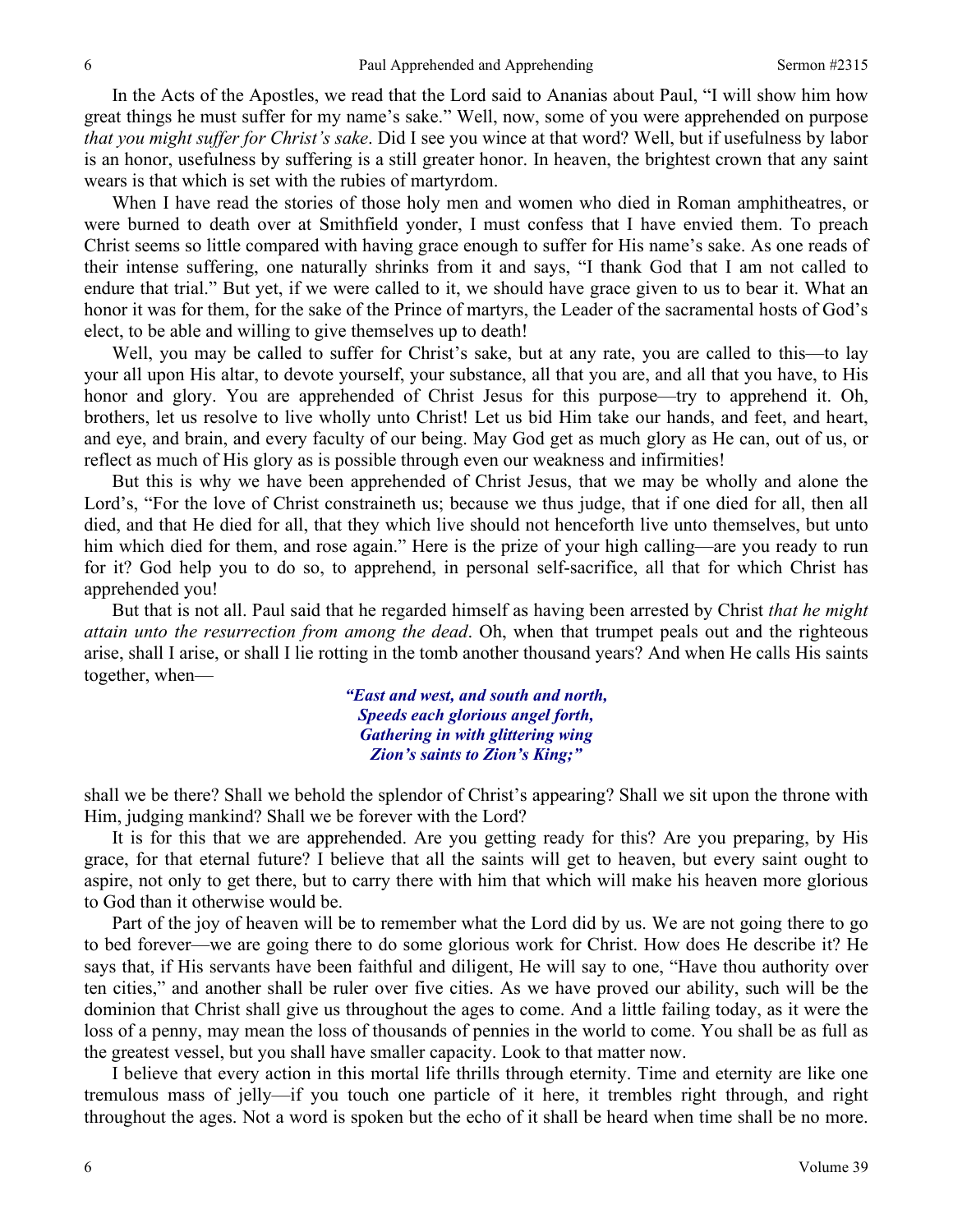In the Acts of the Apostles, we read that the Lord said to Ananias about Paul, "I will show him how great things he must suffer for my name's sake." Well, now, some of you were apprehended on purpose *that you might suffer for Christ's sake*. Did I see you wince at that word? Well, but if usefulness by labor is an honor, usefulness by suffering is a still greater honor. In heaven, the brightest crown that any saint wears is that which is set with the rubies of martyrdom.

When I have read the stories of those holy men and women who died in Roman amphitheatres, or were burned to death over at Smithfield yonder, I must confess that I have envied them. To preach Christ seems so little compared with having grace enough to suffer for His name's sake. As one reads of their intense suffering, one naturally shrinks from it and says, "I thank God that I am not called to endure that trial." But yet, if we were called to it, we should have grace given to us to bear it. What an honor it was for them, for the sake of the Prince of martyrs, the Leader of the sacramental hosts of God's elect, to be able and willing to give themselves up to death!

Well, you may be called to suffer for Christ's sake, but at any rate, you are called to this—to lay your all upon His altar, to devote yourself, your substance, all that you are, and all that you have, to His honor and glory. You are apprehended of Christ Jesus for this purpose—try to apprehend it. Oh, brothers, let us resolve to live wholly unto Christ! Let us bid Him take our hands, and feet, and heart, and eye, and brain, and every faculty of our being. May God get as much glory as He can, out of us, or reflect as much of His glory as is possible through even our weakness and infirmities!

But this is why we have been apprehended of Christ Jesus, that we may be wholly and alone the Lord's, "For the love of Christ constraineth us; because we thus judge, that if one died for all, then all died, and that He died for all, that they which live should not henceforth live unto themselves, but unto him which died for them, and rose again." Here is the prize of your high calling—are you ready to run for it? God help you to do so, to apprehend, in personal self-sacrifice, all that for which Christ has apprehended you!

But that is not all. Paul said that he regarded himself as having been arrested by Christ *that he might attain unto the resurrection from among the dead*. Oh, when that trumpet peals out and the righteous arise, shall I arise, or shall I lie rotting in the tomb another thousand years? And when He calls His saints together, when—

> ***"East and west, and south and north,***
> ***Speeds each glorious angel forth,***
> ***Gathering in with glittering wing***
> ***Zion's saints to Zion's King;"***

shall we be there? Shall we behold the splendor of Christ's appearing? Shall we sit upon the throne with Him, judging mankind? Shall we be forever with the Lord?

It is for this that we are apprehended. Are you getting ready for this? Are you preparing, by His grace, for that eternal future? I believe that all the saints will get to heaven, but every saint ought to aspire, not only to get there, but to carry there with him that which will make his heaven more glorious to God than it otherwise would be.

Part of the joy of heaven will be to remember what the Lord did by us. We are not going there to go to bed forever—we are going there to do some glorious work for Christ. How does He describe it? He says that, if His servants have been faithful and diligent, He will say to one, "Have thou authority over ten cities," and another shall be ruler over five cities. As we have proved our ability, such will be the dominion that Christ shall give us throughout the ages to come. And a little failing today, as it were the loss of a penny, may mean the loss of thousands of pennies in the world to come. You shall be as full as the greatest vessel, but you shall have smaller capacity. Look to that matter now.

I believe that every action in this mortal life thrills through eternity. Time and eternity are like one tremulous mass of jelly—if you touch one particle of it here, it trembles right through, and right throughout the ages. Not a word is spoken but the echo of it shall be heard when time shall be no more.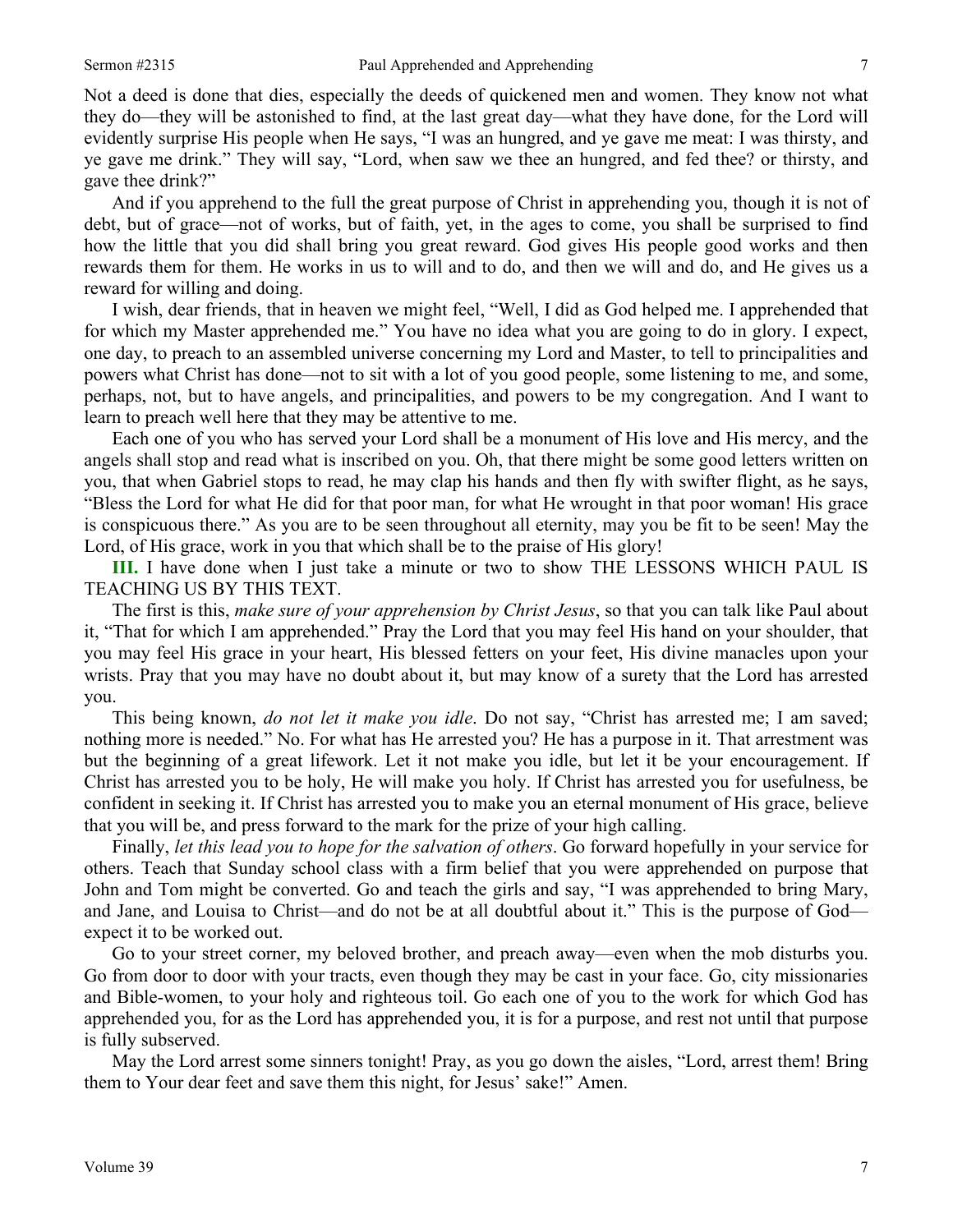Not a deed is done that dies, especially the deeds of quickened men and women. They know not what they do—they will be astonished to find, at the last great day—what they have done, for the Lord will evidently surprise His people when He says, "I was an hungred, and ye gave me meat: I was thirsty, and ye gave me drink." They will say, "Lord, when saw we thee an hungred, and fed thee? or thirsty, and gave thee drink?"

And if you apprehend to the full the great purpose of Christ in apprehending you, though it is not of debt, but of grace—not of works, but of faith, yet, in the ages to come, you shall be surprised to find how the little that you did shall bring you great reward. God gives His people good works and then rewards them for them. He works in us to will and to do, and then we will and do, and He gives us a reward for willing and doing.

I wish, dear friends, that in heaven we might feel, "Well, I did as God helped me. I apprehended that for which my Master apprehended me." You have no idea what you are going to do in glory. I expect, one day, to preach to an assembled universe concerning my Lord and Master, to tell to principalities and powers what Christ has done—not to sit with a lot of you good people, some listening to me, and some, perhaps, not, but to have angels, and principalities, and powers to be my congregation. And I want to learn to preach well here that they may be attentive to me.

Each one of you who has served your Lord shall be a monument of His love and His mercy, and the angels shall stop and read what is inscribed on you. Oh, that there might be some good letters written on you, that when Gabriel stops to read, he may clap his hands and then fly with swifter flight, as he says, "Bless the Lord for what He did for that poor man, for what He wrought in that poor woman! His grace is conspicuous there." As you are to be seen throughout all eternity, may you be fit to be seen! May the Lord, of His grace, work in you that which shall be to the praise of His glory!

**III.** I have done when I just take a minute or two to show THE LESSONS WHICH PAUL IS TEACHING US BY THIS TEXT.

The first is this, *make sure of your apprehension by Christ Jesus*, so that you can talk like Paul about it, "That for which I am apprehended." Pray the Lord that you may feel His hand on your shoulder, that you may feel His grace in your heart, His blessed fetters on your feet, His divine manacles upon your wrists. Pray that you may have no doubt about it, but may know of a surety that the Lord has arrested you.

This being known, *do not let it make you idle*. Do not say, "Christ has arrested me; I am saved; nothing more is needed." No. For what has He arrested you? He has a purpose in it. That arrestment was but the beginning of a great lifework. Let it not make you idle, but let it be your encouragement. If Christ has arrested you to be holy, He will make you holy. If Christ has arrested you for usefulness, be confident in seeking it. If Christ has arrested you to make you an eternal monument of His grace, believe that you will be, and press forward to the mark for the prize of your high calling.

Finally, *let this lead you to hope for the salvation of others*. Go forward hopefully in your service for others. Teach that Sunday school class with a firm belief that you were apprehended on purpose that John and Tom might be converted. Go and teach the girls and say, "I was apprehended to bring Mary, and Jane, and Louisa to Christ—and do not be at all doubtful about it." This is the purpose of God—expect it to be worked out.

Go to your street corner, my beloved brother, and preach away—even when the mob disturbs you. Go from door to door with your tracts, even though they may be cast in your face. Go, city missionaries and Bible-women, to your holy and righteous toil. Go each one of you to the work for which God has apprehended you, for as the Lord has apprehended you, it is for a purpose, and rest not until that purpose is fully subserved.

May the Lord arrest some sinners tonight! Pray, as you go down the aisles, "Lord, arrest them! Bring them to Your dear feet and save them this night, for Jesus' sake!" Amen.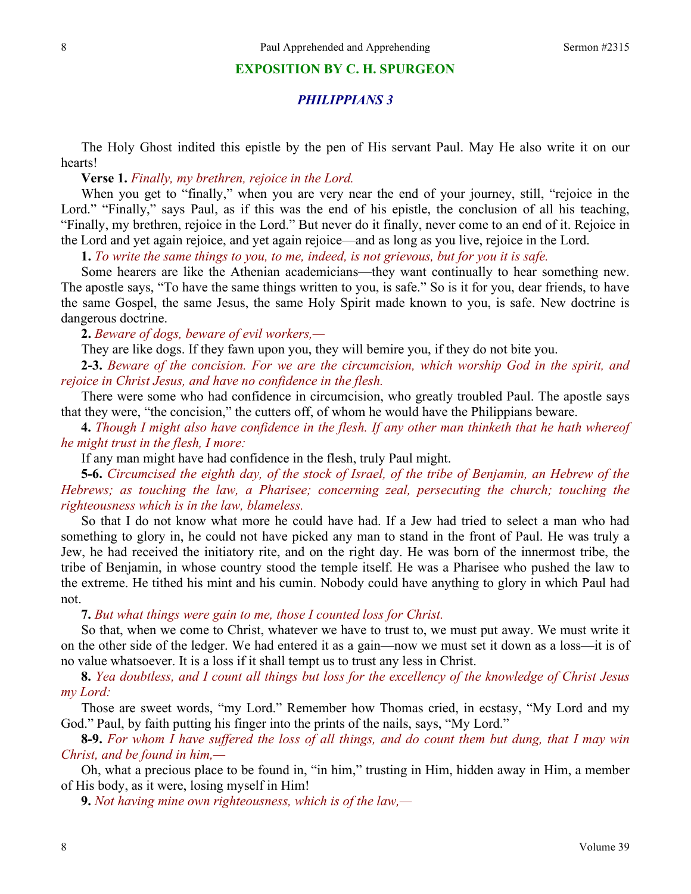## EXPOSITION BY C. H. SPURGEON

### *PHILIPPIANS 3*

The Holy Ghost indited this epistle by the pen of His servant Paul. May He also write it on our hearts!

**Verse 1.** *Finally, my brethren, rejoice in the Lord.*

When you get to "finally," when you are very near the end of your journey, still, "rejoice in the Lord." "Finally," says Paul, as if this was the end of his epistle, the conclusion of all his teaching, "Finally, my brethren, rejoice in the Lord." But never do it finally, never come to an end of it. Rejoice in the Lord and yet again rejoice, and yet again rejoice—and as long as you live, rejoice in the Lord.

**1.** *To write the same things to you, to me, indeed, is not grievous, but for you it is safe.*

Some hearers are like the Athenian academicians—they want continually to hear something new. The apostle says, "To have the same things written to you, is safe." So is it for you, dear friends, to have the same Gospel, the same Jesus, the same Holy Spirit made known to you, is safe. New doctrine is dangerous doctrine.

**2.** *Beware of dogs, beware of evil workers,—*

They are like dogs. If they fawn upon you, they will bemire you, if they do not bite you.

**2-3.** *Beware of the concision. For we are the circumcision, which worship God in the spirit, and rejoice in Christ Jesus, and have no confidence in the flesh.*

There were some who had confidence in circumcision, who greatly troubled Paul. The apostle says that they were, "the concision," the cutters off, of whom he would have the Philippians beware.

**4.** *Though I might also have confidence in the flesh. If any other man thinketh that he hath whereof he might trust in the flesh, I more:*

If any man might have had confidence in the flesh, truly Paul might.

**5-6.** *Circumcised the eighth day, of the stock of Israel, of the tribe of Benjamin, an Hebrew of the Hebrews; as touching the law, a Pharisee; concerning zeal, persecuting the church; touching the righteousness which is in the law, blameless.*

So that I do not know what more he could have had. If a Jew had tried to select a man who had something to glory in, he could not have picked any man to stand in the front of Paul. He was truly a Jew, he had received the initiatory rite, and on the right day. He was born of the innermost tribe, the tribe of Benjamin, in whose country stood the temple itself. He was a Pharisee who pushed the law to the extreme. He tithed his mint and his cumin. Nobody could have anything to glory in which Paul had not.

**7.** *But what things were gain to me, those I counted loss for Christ.*

So that, when we come to Christ, whatever we have to trust to, we must put away. We must write it on the other side of the ledger. We had entered it as a gain—now we must set it down as a loss—it is of no value whatsoever. It is a loss if it shall tempt us to trust any less in Christ.

**8.** *Yea doubtless, and I count all things but loss for the excellency of the knowledge of Christ Jesus my Lord:*

Those are sweet words, "my Lord." Remember how Thomas cried, in ecstasy, "My Lord and my God." Paul, by faith putting his finger into the prints of the nails, says, "My Lord."

**8-9.** *For whom I have suffered the loss of all things, and do count them but dung, that I may win Christ, and be found in him,—*

Oh, what a precious place to be found in, "in him," trusting in Him, hidden away in Him, a member of His body, as it were, losing myself in Him!

**9.** *Not having mine own righteousness, which is of the law,—*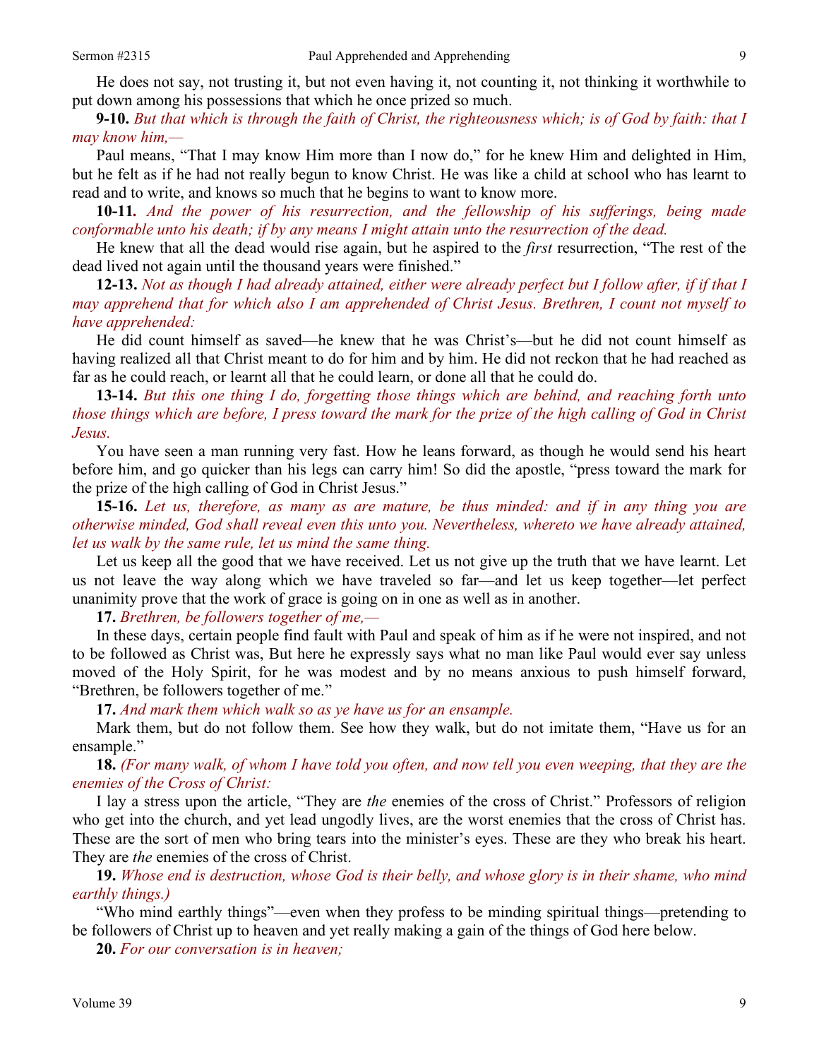He does not say, not trusting it, but not even having it, not counting it, not thinking it worthwhile to put down among his possessions that which he once prized so much.

**9-10.** *But that which is through the faith of Christ, the righteousness which; is of God by faith: that I may know him,—*

Paul means, "That I may know Him more than I now do," for he knew Him and delighted in Him, but he felt as if he had not really begun to know Christ. He was like a child at school who has learnt to read and to write, and knows so much that he begins to want to know more.

**10-11.** *And the power of his resurrection, and the fellowship of his sufferings, being made conformable unto his death; if by any means I might attain unto the resurrection of the dead.*

He knew that all the dead would rise again, but he aspired to the *first* resurrection, "The rest of the dead lived not again until the thousand years were finished."

**12-13.** *Not as though I had already attained, either were already perfect but I follow after, if if that I may apprehend that for which also I am apprehended of Christ Jesus. Brethren, I count not myself to have apprehended:*

He did count himself as saved—he knew that he was Christ's—but he did not count himself as having realized all that Christ meant to do for him and by him. He did not reckon that he had reached as far as he could reach, or learnt all that he could learn, or done all that he could do.

**13-14.** *But this one thing I do, forgetting those things which are behind, and reaching forth unto those things which are before, I press toward the mark for the prize of the high calling of God in Christ Jesus.*

You have seen a man running very fast. How he leans forward, as though he would send his heart before him, and go quicker than his legs can carry him! So did the apostle, "press toward the mark for the prize of the high calling of God in Christ Jesus."

**15-16.** *Let us, therefore, as many as are mature, be thus minded: and if in any thing you are otherwise minded, God shall reveal even this unto you. Nevertheless, whereto we have already attained, let us walk by the same rule, let us mind the same thing.*

Let us keep all the good that we have received. Let us not give up the truth that we have learnt. Let us not leave the way along which we have traveled so far—and let us keep together—let perfect unanimity prove that the work of grace is going on in one as well as in another.

**17.** *Brethren, be followers together of me,—*

In these days, certain people find fault with Paul and speak of him as if he were not inspired, and not to be followed as Christ was, But here he expressly says what no man like Paul would ever say unless moved of the Holy Spirit, for he was modest and by no means anxious to push himself forward, "Brethren, be followers together of me."

**17.** *And mark them which walk so as ye have us for an ensample.*

Mark them, but do not follow them. See how they walk, but do not imitate them, "Have us for an ensample."

**18.** *(For many walk, of whom I have told you often, and now tell you even weeping, that they are the enemies of the Cross of Christ:*

I lay a stress upon the article, "They are *the* enemies of the cross of Christ." Professors of religion who get into the church, and yet lead ungodly lives, are the worst enemies that the cross of Christ has. These are the sort of men who bring tears into the minister's eyes. These are they who break his heart. They are *the* enemies of the cross of Christ.

**19.** *Whose end is destruction, whose God is their belly, and whose glory is in their shame, who mind earthly things.)*

"Who mind earthly things"—even when they profess to be minding spiritual things—pretending to be followers of Christ up to heaven and yet really making a gain of the things of God here below.

**20.** *For our conversation is in heaven;*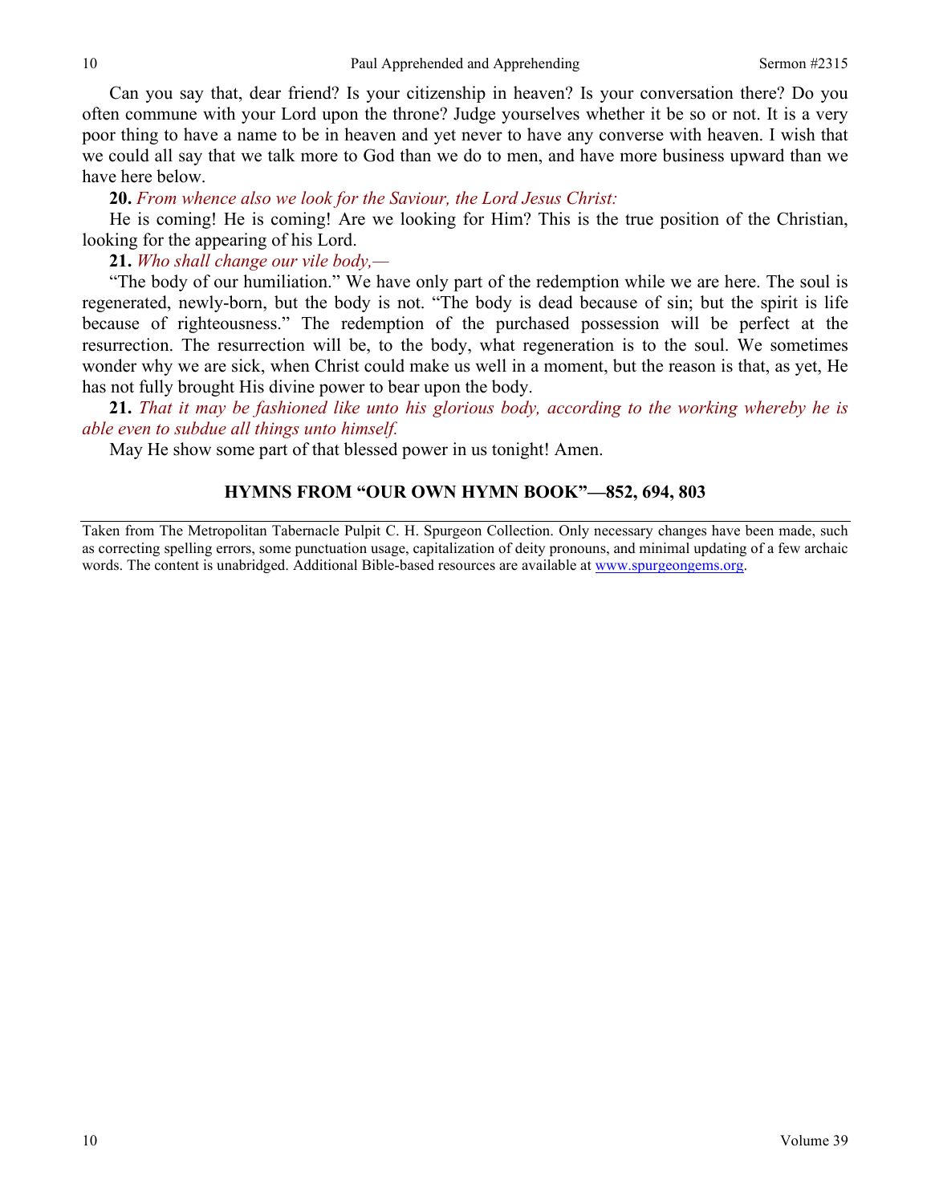Can you say that, dear friend? Is your citizenship in heaven? Is your conversation there? Do you often commune with your Lord upon the throne? Judge yourselves whether it be so or not. It is a very poor thing to have a name to be in heaven and yet never to have any converse with heaven. I wish that we could all say that we talk more to God than we do to men, and have more business upward than we have here below.

**20.** *From whence also we look for the Saviour, the Lord Jesus Christ:*

He is coming! He is coming! Are we looking for Him? This is the true position of the Christian, looking for the appearing of his Lord.

**21.** *Who shall change our vile body,—*

"The body of our humiliation." We have only part of the redemption while we are here. The soul is regenerated, newly-born, but the body is not. "The body is dead because of sin; but the spirit is life because of righteousness." The redemption of the purchased possession will be perfect at the resurrection. The resurrection will be, to the body, what regeneration is to the soul. We sometimes wonder why we are sick, when Christ could make us well in a moment, but the reason is that, as yet, He has not fully brought His divine power to bear upon the body.

**21.** *That it may be fashioned like unto his glorious body, according to the working whereby he is able even to subdue all things unto himself.*

May He show some part of that blessed power in us tonight! Amen.

## HYMNS FROM "OUR OWN HYMN BOOK"—852, 694, 803

---

Taken from The Metropolitan Tabernacle Pulpit C. H. Spurgeon Collection. Only necessary changes have been made, such as correcting spelling errors, some punctuation usage, capitalization of deity pronouns, and minimal updating of a few archaic words. The content is unabridged. Additional Bible-based resources are available at www.spurgeongems.org.